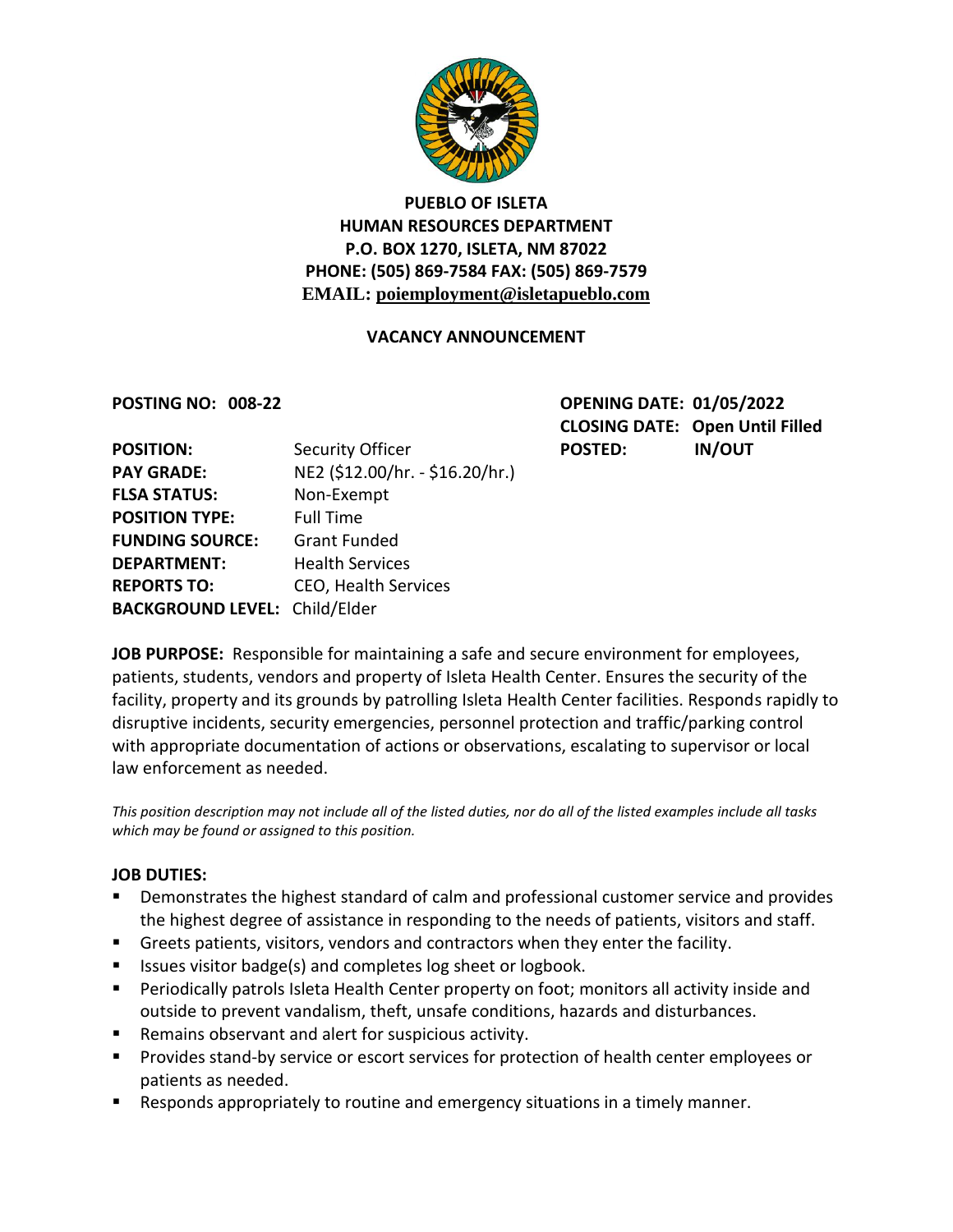**PUEBLO OF ISLETA**
**HUMAN RESOURCES DEPARTMENT**
**P.O. BOX 1270, ISLETA, NM 87022**
**PHONE: (505) 869-7584 FAX: (505) 869-7579**
**EMAIL: poiemployment@isletapueblo.com**

## VACANCY ANNOUNCEMENT

**POSTING NO: 008-22**

**OPENING DATE:** 01/05/2022
**CLOSING DATE:** Open Until Filled
**POSTED:** IN/OUT

**POSITION:** Security Officer
**PAY GRADE:** NE2 ($12.00/hr. - $16.20/hr.)
**FLSA STATUS:** Non-Exempt
**POSITION TYPE:** Full Time
**FUNDING SOURCE:** Grant Funded
**DEPARTMENT:** Health Services
**REPORTS TO:** CEO, Health Services
**BACKGROUND LEVEL:** Child/Elder

**JOB PURPOSE:** Responsible for maintaining a safe and secure environment for employees, patients, students, vendors and property of Isleta Health Center. Ensures the security of the facility, property and its grounds by patrolling Isleta Health Center facilities. Responds rapidly to disruptive incidents, security emergencies, personnel protection and traffic/parking control with appropriate documentation of actions or observations, escalating to supervisor or local law enforcement as needed.

*This position description may not include all of the listed duties, nor do all of the listed examples include all tasks which may be found or assigned to this position.*

**JOB DUTIES:**

- Demonstrates the highest standard of calm and professional customer service and provides the highest degree of assistance in responding to the needs of patients, visitors and staff.
- Greets patients, visitors, vendors and contractors when they enter the facility.
- Issues visitor badge(s) and completes log sheet or logbook.
- Periodically patrols Isleta Health Center property on foot; monitors all activity inside and outside to prevent vandalism, theft, unsafe conditions, hazards and disturbances.
- Remains observant and alert for suspicious activity.
- Provides stand-by service or escort services for protection of health center employees or patients as needed.
- Responds appropriately to routine and emergency situations in a timely manner.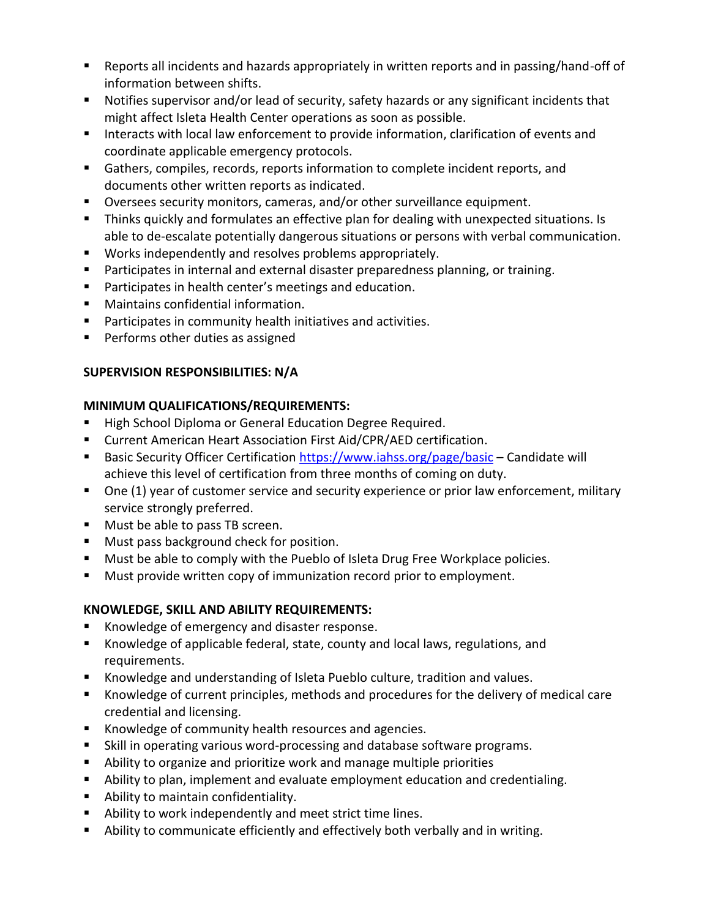- Reports all incidents and hazards appropriately in written reports and in passing/hand-off of information between shifts.
- Notifies supervisor and/or lead of security, safety hazards or any significant incidents that might affect Isleta Health Center operations as soon as possible.
- Interacts with local law enforcement to provide information, clarification of events and coordinate applicable emergency protocols.
- Gathers, compiles, records, reports information to complete incident reports, and documents other written reports as indicated.
- Oversees security monitors, cameras, and/or other surveillance equipment.
- Thinks quickly and formulates an effective plan for dealing with unexpected situations. Is able to de-escalate potentially dangerous situations or persons with verbal communication.
- Works independently and resolves problems appropriately.
- Participates in internal and external disaster preparedness planning, or training.
- Participates in health center's meetings and education.
- Maintains confidential information.
- Participates in community health initiatives and activities.
- Performs other duties as assigned

**SUPERVISION RESPONSIBILITIES: N/A**

**MINIMUM QUALIFICATIONS/REQUIREMENTS:**

- High School Diploma or General Education Degree Required.
- Current American Heart Association First Aid/CPR/AED certification.
- Basic Security Officer Certification [https://www.iahss.org/page/basic](https://www.iahss.org/page/basic) – Candidate will achieve this level of certification from three months of coming on duty.
- One (1) year of customer service and security experience or prior law enforcement, military service strongly preferred.
- Must be able to pass TB screen.
- Must pass background check for position.
- Must be able to comply with the Pueblo of Isleta Drug Free Workplace policies.
- Must provide written copy of immunization record prior to employment.

**KNOWLEDGE, SKILL AND ABILITY REQUIREMENTS:**

- Knowledge of emergency and disaster response.
- Knowledge of applicable federal, state, county and local laws, regulations, and requirements.
- Knowledge and understanding of Isleta Pueblo culture, tradition and values.
- Knowledge of current principles, methods and procedures for the delivery of medical care credential and licensing.
- Knowledge of community health resources and agencies.
- Skill in operating various word-processing and database software programs.
- Ability to organize and prioritize work and manage multiple priorities
- Ability to plan, implement and evaluate employment education and credentialing.
- Ability to maintain confidentiality.
- Ability to work independently and meet strict time lines.
- Ability to communicate efficiently and effectively both verbally and in writing.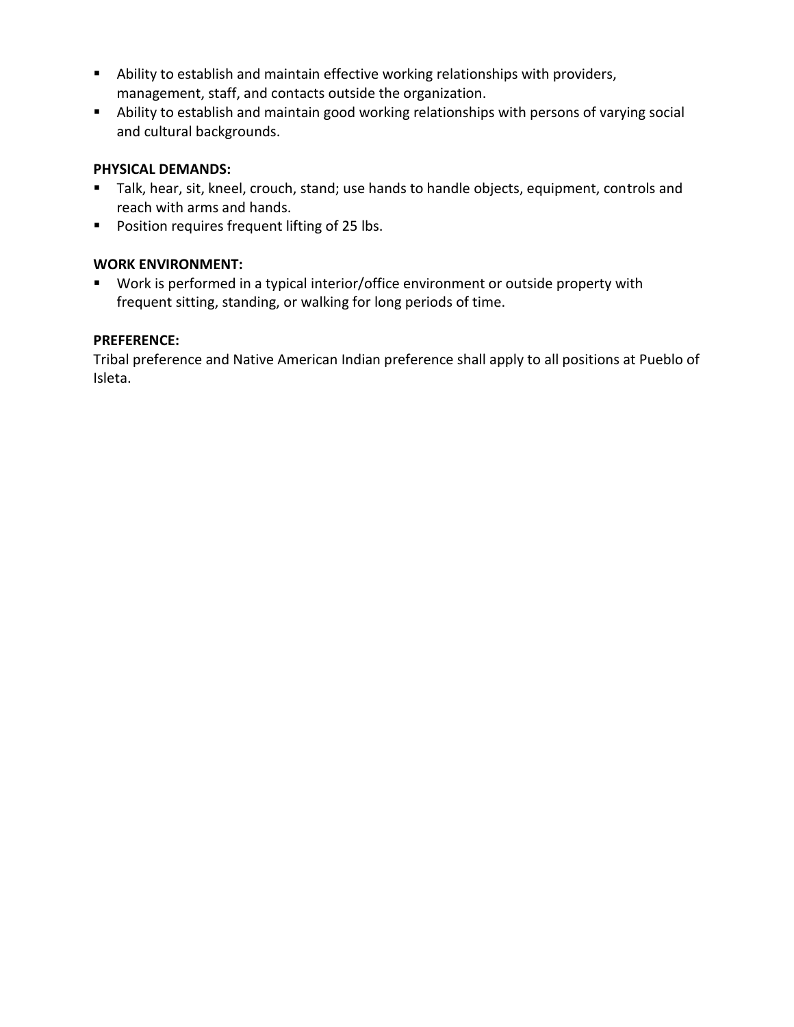- Ability to establish and maintain effective working relationships with providers, management, staff, and contacts outside the organization.
- Ability to establish and maintain good working relationships with persons of varying social and cultural backgrounds.

**PHYSICAL DEMANDS:**

- Talk, hear, sit, kneel, crouch, stand; use hands to handle objects, equipment, controls and reach with arms and hands.
- Position requires frequent lifting of 25 lbs.

**WORK ENVIRONMENT:**

- Work is performed in a typical interior/office environment or outside property with frequent sitting, standing, or walking for long periods of time.

**PREFERENCE:**

Tribal preference and Native American Indian preference shall apply to all positions at Pueblo of Isleta.